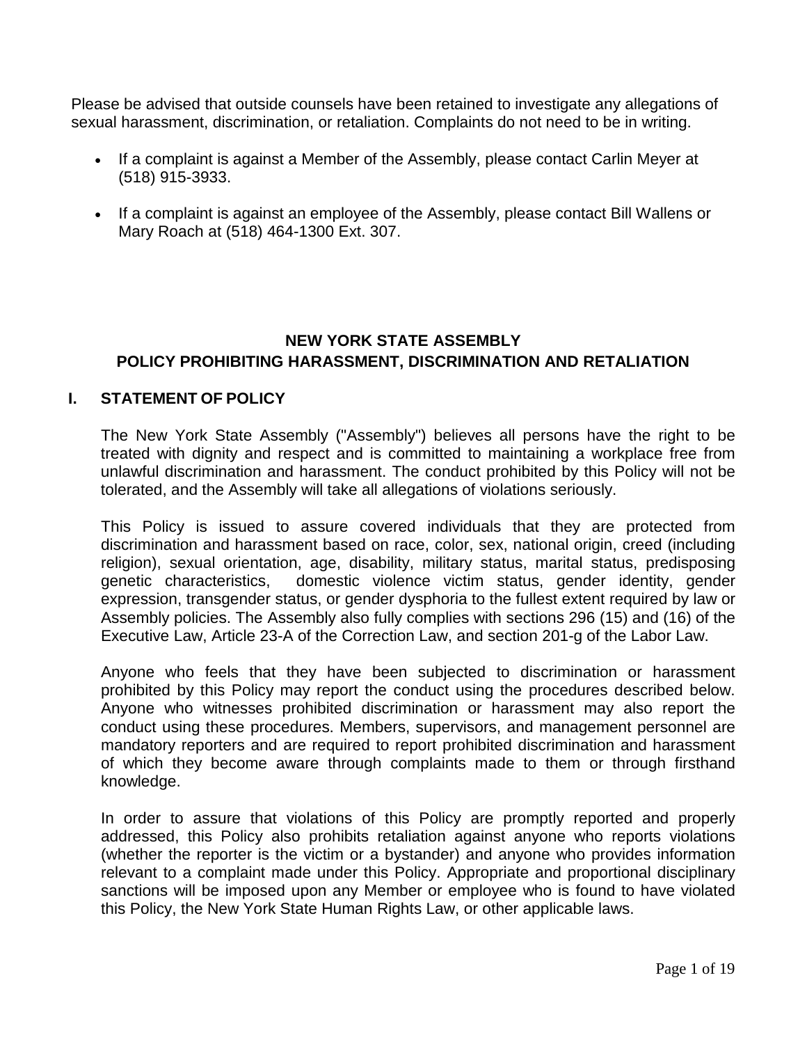Please be advised that outside counsels have been retained to investigate any allegations of sexual harassment, discrimination, or retaliation. Complaints do not need to be in writing.

- If a complaint is against a Member of the Assembly, please contact Carlin Meyer at (518) 915-3933.
- If a complaint is against an employee of the Assembly, please contact Bill Wallens or Mary Roach at (518) 464-1300 Ext. 307.

# NEW YORK STATE ASSEMBLY
# POLICY PROHIBITING HARASSMENT, DISCRIMINATION AND RETALIATION

## I. STATEMENT OF POLICY

The New York State Assembly ("Assembly") believes all persons have the right to be treated with dignity and respect and is committed to maintaining a workplace free from unlawful discrimination and harassment. The conduct prohibited by this Policy will not be tolerated, and the Assembly will take all allegations of violations seriously.

This Policy is issued to assure covered individuals that they are protected from discrimination and harassment based on race, color, sex, national origin, creed (including religion), sexual orientation, age, disability, military status, marital status, predisposing genetic characteristics, domestic violence victim status, gender identity, gender expression, transgender status, or gender dysphoria to the fullest extent required by law or Assembly policies. The Assembly also fully complies with sections 296 (15) and (16) of the Executive Law, Article 23-A of the Correction Law, and section 201-g of the Labor Law.

Anyone who feels that they have been subjected to discrimination or harassment prohibited by this Policy may report the conduct using the procedures described below. Anyone who witnesses prohibited discrimination or harassment may also report the conduct using these procedures. Members, supervisors, and management personnel are mandatory reporters and are required to report prohibited discrimination and harassment of which they become aware through complaints made to them or through firsthand knowledge.

In order to assure that violations of this Policy are promptly reported and properly addressed, this Policy also prohibits retaliation against anyone who reports violations (whether the reporter is the victim or a bystander) and anyone who provides information relevant to a complaint made under this Policy. Appropriate and proportional disciplinary sanctions will be imposed upon any Member or employee who is found to have violated this Policy, the New York State Human Rights Law, or other applicable laws.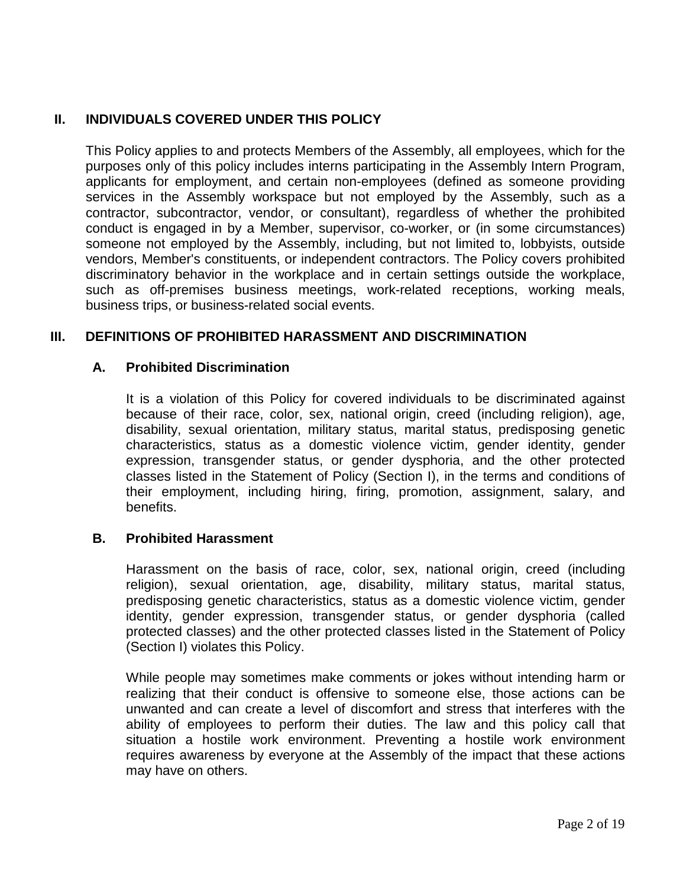## II. INDIVIDUALS COVERED UNDER THIS POLICY

This Policy applies to and protects Members of the Assembly, all employees, which for the purposes only of this policy includes interns participating in the Assembly Intern Program, applicants for employment, and certain non-employees (defined as someone providing services in the Assembly workspace but not employed by the Assembly, such as a contractor, subcontractor, vendor, or consultant), regardless of whether the prohibited conduct is engaged in by a Member, supervisor, co-worker, or (in some circumstances) someone not employed by the Assembly, including, but not limited to, lobbyists, outside vendors, Member's constituents, or independent contractors. The Policy covers prohibited discriminatory behavior in the workplace and in certain settings outside the workplace, such as off-premises business meetings, work-related receptions, working meals, business trips, or business-related social events.

## III. DEFINITIONS OF PROHIBITED HARASSMENT AND DISCRIMINATION

### A. Prohibited Discrimination

It is a violation of this Policy for covered individuals to be discriminated against because of their race, color, sex, national origin, creed (including religion), age, disability, sexual orientation, military status, marital status, predisposing genetic characteristics, status as a domestic violence victim, gender identity, gender expression, transgender status, or gender dysphoria, and the other protected classes listed in the Statement of Policy (Section I), in the terms and conditions of their employment, including hiring, firing, promotion, assignment, salary, and benefits.

### B. Prohibited Harassment

Harassment on the basis of race, color, sex, national origin, creed (including religion), sexual orientation, age, disability, military status, marital status, predisposing genetic characteristics, status as a domestic violence victim, gender identity, gender expression, transgender status, or gender dysphoria (called protected classes) and the other protected classes listed in the Statement of Policy (Section I) violates this Policy.

While people may sometimes make comments or jokes without intending harm or realizing that their conduct is offensive to someone else, those actions can be unwanted and can create a level of discomfort and stress that interferes with the ability of employees to perform their duties. The law and this policy call that situation a hostile work environment. Preventing a hostile work environment requires awareness by everyone at the Assembly of the impact that these actions may have on others.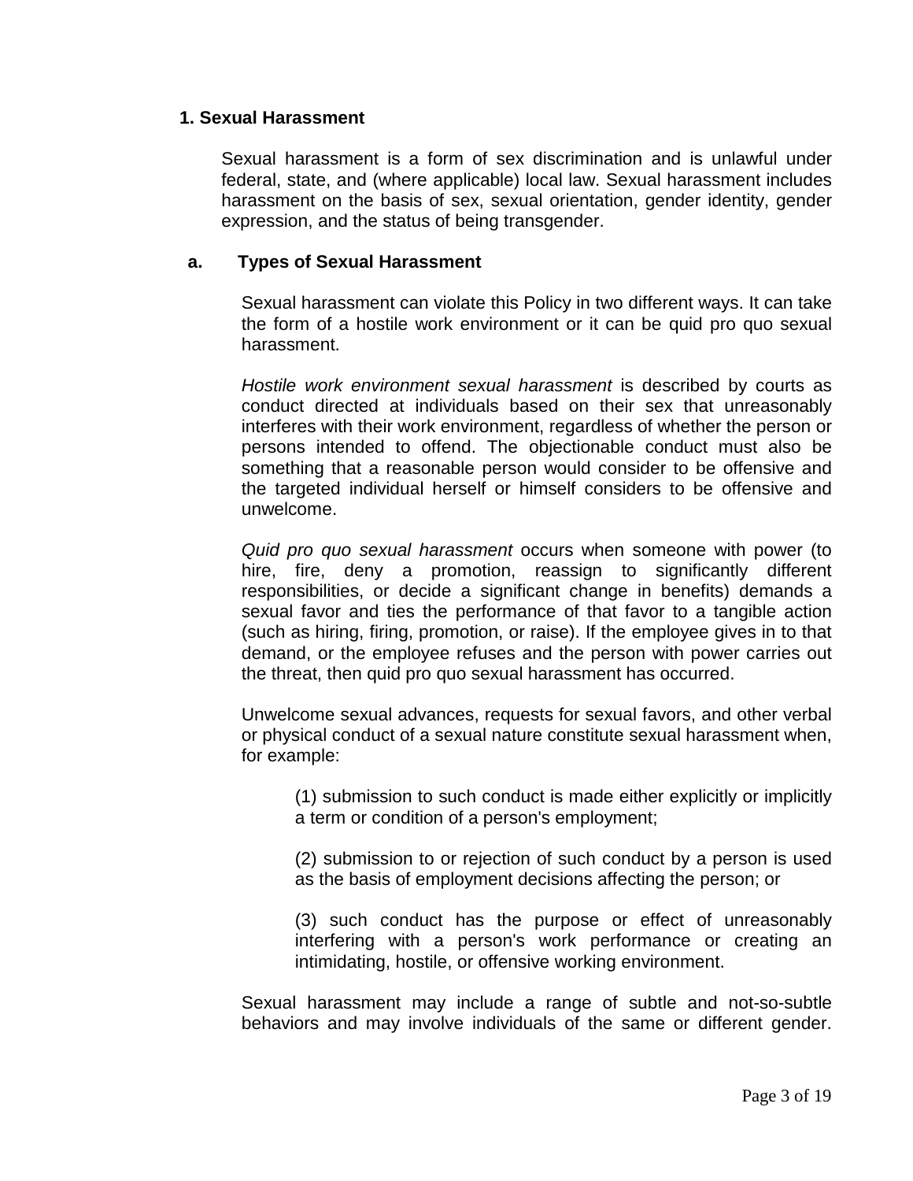## 1. Sexual Harassment

Sexual harassment is a form of sex discrimination and is unlawful under federal, state, and (where applicable) local law. Sexual harassment includes harassment on the basis of sex, sexual orientation, gender identity, gender expression, and the status of being transgender.

### a. Types of Sexual Harassment

Sexual harassment can violate this Policy in two different ways. It can take the form of a hostile work environment or it can be quid pro quo sexual harassment.

*Hostile work environment sexual harassment* is described by courts as conduct directed at individuals based on their sex that unreasonably interferes with their work environment, regardless of whether the person or persons intended to offend. The objectionable conduct must also be something that a reasonable person would consider to be offensive and the targeted individual herself or himself considers to be offensive and unwelcome.

*Quid pro quo sexual harassment* occurs when someone with power (to hire, fire, deny a promotion, reassign to significantly different responsibilities, or decide a significant change in benefits) demands a sexual favor and ties the performance of that favor to a tangible action (such as hiring, firing, promotion, or raise). If the employee gives in to that demand, or the employee refuses and the person with power carries out the threat, then quid pro quo sexual harassment has occurred.

Unwelcome sexual advances, requests for sexual favors, and other verbal or physical conduct of a sexual nature constitute sexual harassment when, for example:

(1) submission to such conduct is made either explicitly or implicitly a term or condition of a person's employment;

(2) submission to or rejection of such conduct by a person is used as the basis of employment decisions affecting the person; or

(3) such conduct has the purpose or effect of unreasonably interfering with a person's work performance or creating an intimidating, hostile, or offensive working environment.

Sexual harassment may include a range of subtle and not-so-subtle behaviors and may involve individuals of the same or different gender.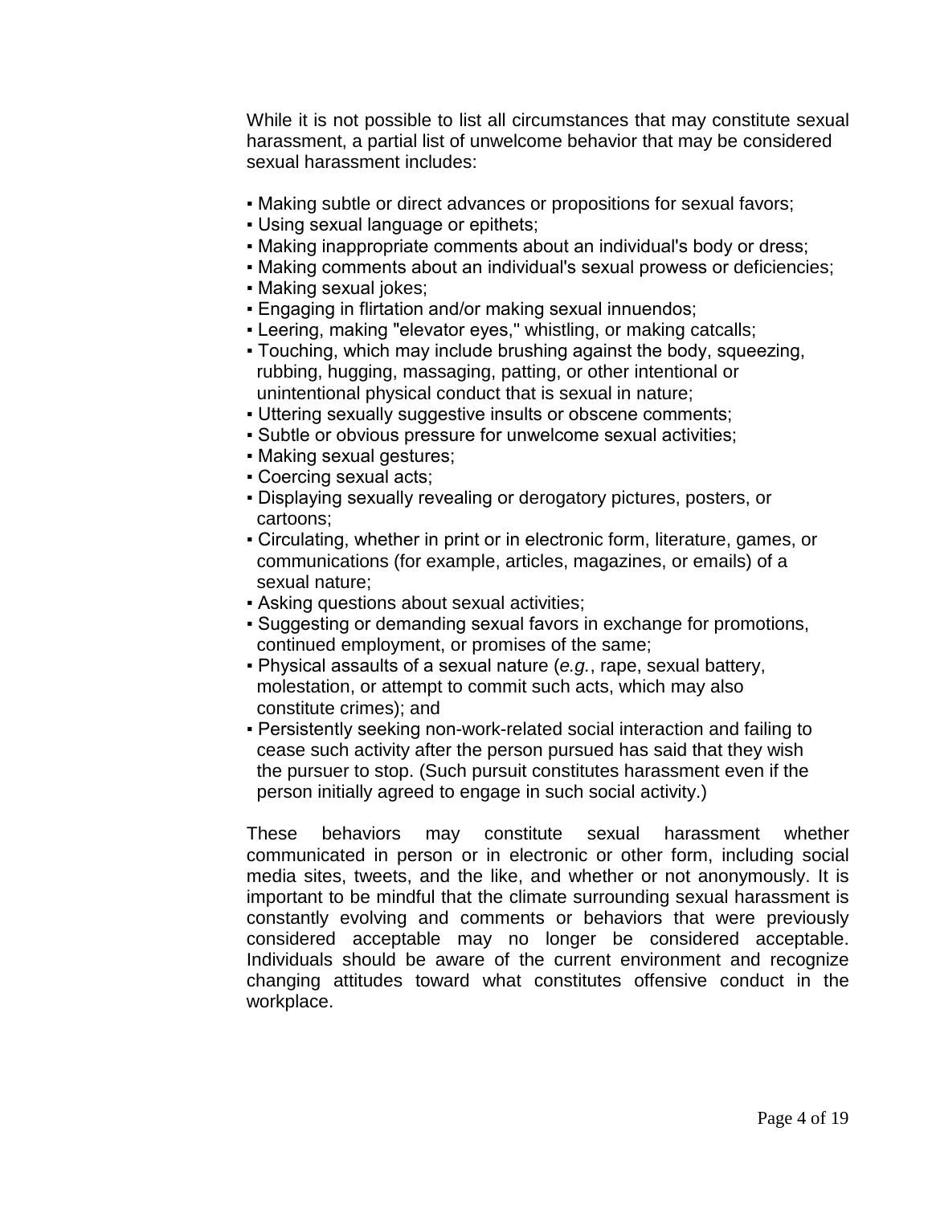While it is not possible to list all circumstances that may constitute sexual harassment, a partial list of unwelcome behavior that may be considered sexual harassment includes:

- Making subtle or direct advances or propositions for sexual favors;
- Using sexual language or epithets;
- Making inappropriate comments about an individual's body or dress;
- Making comments about an individual's sexual prowess or deficiencies;
- Making sexual jokes;
- Engaging in flirtation and/or making sexual innuendos;
- Leering, making "elevator eyes," whistling, or making catcalls;
- Touching, which may include brushing against the body, squeezing, rubbing, hugging, massaging, patting, or other intentional or unintentional physical conduct that is sexual in nature;
- Uttering sexually suggestive insults or obscene comments;
- Subtle or obvious pressure for unwelcome sexual activities;
- Making sexual gestures;
- Coercing sexual acts;
- Displaying sexually revealing or derogatory pictures, posters, or cartoons;
- Circulating, whether in print or in electronic form, literature, games, or communications (for example, articles, magazines, or emails) of a sexual nature;
- Asking questions about sexual activities;
- Suggesting or demanding sexual favors in exchange for promotions, continued employment, or promises of the same;
- Physical assaults of a sexual nature (*e.g.*, rape, sexual battery, molestation, or attempt to commit such acts, which may also constitute crimes); and
- Persistently seeking non-work-related social interaction and failing to cease such activity after the person pursued has said that they wish the pursuer to stop. (Such pursuit constitutes harassment even if the person initially agreed to engage in such social activity.)

These behaviors may constitute sexual harassment whether communicated in person or in electronic or other form, including social media sites, tweets, and the like, and whether or not anonymously. It is important to be mindful that the climate surrounding sexual harassment is constantly evolving and comments or behaviors that were previously considered acceptable may no longer be considered acceptable. Individuals should be aware of the current environment and recognize changing attitudes toward what constitutes offensive conduct in the workplace.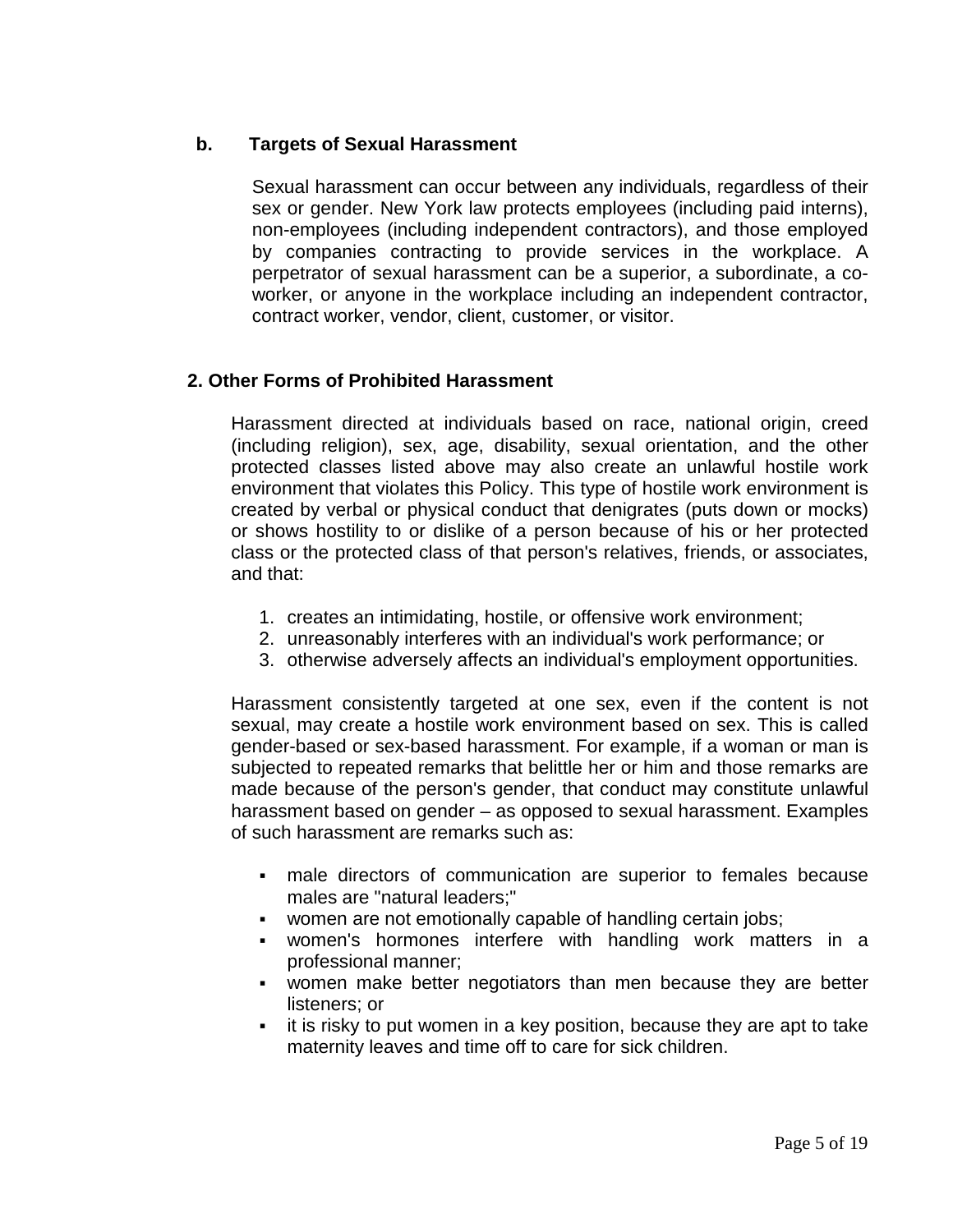### b. Targets of Sexual Harassment

Sexual harassment can occur between any individuals, regardless of their sex or gender. New York law protects employees (including paid interns), non-employees (including independent contractors), and those employed by companies contracting to provide services in the workplace. A perpetrator of sexual harassment can be a superior, a subordinate, a co-worker, or anyone in the workplace including an independent contractor, contract worker, vendor, client, customer, or visitor.

## 2. Other Forms of Prohibited Harassment

Harassment directed at individuals based on race, national origin, creed (including religion), sex, age, disability, sexual orientation, and the other protected classes listed above may also create an unlawful hostile work environment that violates this Policy. This type of hostile work environment is created by verbal or physical conduct that denigrates (puts down or mocks) or shows hostility to or dislike of a person because of his or her protected class or the protected class of that person's relatives, friends, or associates, and that:

1. creates an intimidating, hostile, or offensive work environment;
2. unreasonably interferes with an individual's work performance; or
3. otherwise adversely affects an individual's employment opportunities.

Harassment consistently targeted at one sex, even if the content is not sexual, may create a hostile work environment based on sex. This is called gender-based or sex-based harassment. For example, if a woman or man is subjected to repeated remarks that belittle her or him and those remarks are made because of the person's gender, that conduct may constitute unlawful harassment based on gender – as opposed to sexual harassment. Examples of such harassment are remarks such as:

- male directors of communication are superior to females because males are "natural leaders;"
- women are not emotionally capable of handling certain jobs;
- women's hormones interfere with handling work matters in a professional manner;
- women make better negotiators than men because they are better listeners; or
- it is risky to put women in a key position, because they are apt to take maternity leaves and time off to care for sick children.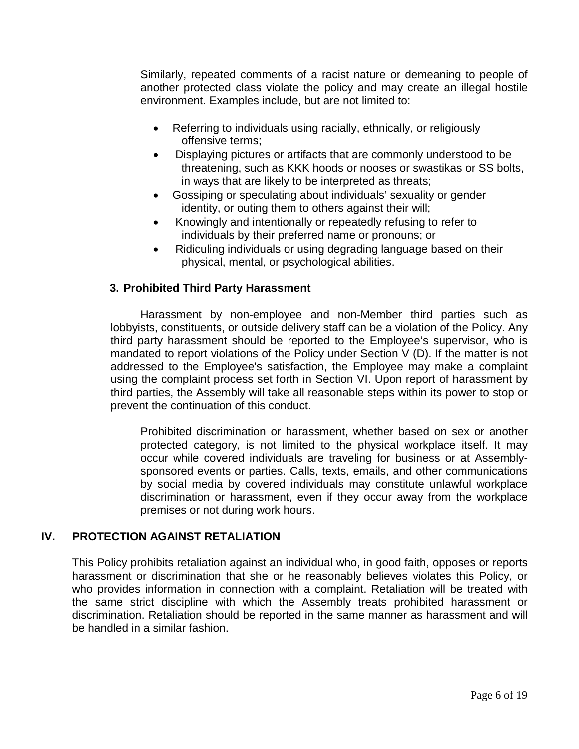Similarly, repeated comments of a racist nature or demeaning to people of another protected class violate the policy and may create an illegal hostile environment. Examples include, but are not limited to:

- Referring to individuals using racially, ethnically, or religiously offensive terms;
- Displaying pictures or artifacts that are commonly understood to be threatening, such as KKK hoods or nooses or swastikas or SS bolts, in ways that are likely to be interpreted as threats;
- Gossiping or speculating about individuals' sexuality or gender identity, or outing them to others against their will;
- Knowingly and intentionally or repeatedly refusing to refer to individuals by their preferred name or pronouns; or
- Ridiculing individuals or using degrading language based on their physical, mental, or psychological abilities.

### 3. Prohibited Third Party Harassment

Harassment by non-employee and non-Member third parties such as lobbyists, constituents, or outside delivery staff can be a violation of the Policy. Any third party harassment should be reported to the Employee's supervisor, who is mandated to report violations of the Policy under Section V (D). If the matter is not addressed to the Employee's satisfaction, the Employee may make a complaint using the complaint process set forth in Section VI. Upon report of harassment by third parties, the Assembly will take all reasonable steps within its power to stop or prevent the continuation of this conduct.

Prohibited discrimination or harassment, whether based on sex or another protected category, is not limited to the physical workplace itself. It may occur while covered individuals are traveling for business or at Assembly-sponsored events or parties. Calls, texts, emails, and other communications by social media by covered individuals may constitute unlawful workplace discrimination or harassment, even if they occur away from the workplace premises or not during work hours.

## IV. PROTECTION AGAINST RETALIATION

This Policy prohibits retaliation against an individual who, in good faith, opposes or reports harassment or discrimination that she or he reasonably believes violates this Policy, or who provides information in connection with a complaint. Retaliation will be treated with the same strict discipline with which the Assembly treats prohibited harassment or discrimination. Retaliation should be reported in the same manner as harassment and will be handled in a similar fashion.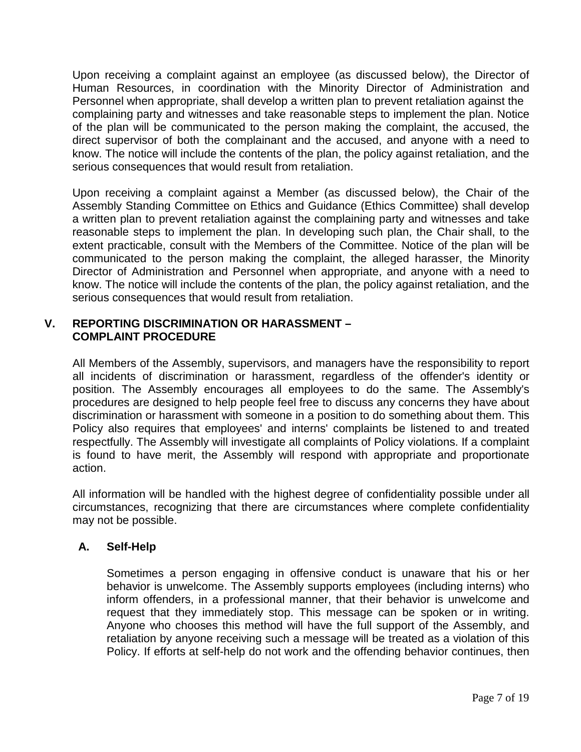Upon receiving a complaint against an employee (as discussed below), the Director of Human Resources, in coordination with the Minority Director of Administration and Personnel when appropriate, shall develop a written plan to prevent retaliation against the complaining party and witnesses and take reasonable steps to implement the plan. Notice of the plan will be communicated to the person making the complaint, the accused, the direct supervisor of both the complainant and the accused, and anyone with a need to know. The notice will include the contents of the plan, the policy against retaliation, and the serious consequences that would result from retaliation.

Upon receiving a complaint against a Member (as discussed below), the Chair of the Assembly Standing Committee on Ethics and Guidance (Ethics Committee) shall develop a written plan to prevent retaliation against the complaining party and witnesses and take reasonable steps to implement the plan. In developing such plan, the Chair shall, to the extent practicable, consult with the Members of the Committee. Notice of the plan will be communicated to the person making the complaint, the alleged harasser, the Minority Director of Administration and Personnel when appropriate, and anyone with a need to know. The notice will include the contents of the plan, the policy against retaliation, and the serious consequences that would result from retaliation.

## V. REPORTING DISCRIMINATION OR HARASSMENT – COMPLAINT PROCEDURE

All Members of the Assembly, supervisors, and managers have the responsibility to report all incidents of discrimination or harassment, regardless of the offender's identity or position. The Assembly encourages all employees to do the same. The Assembly's procedures are designed to help people feel free to discuss any concerns they have about discrimination or harassment with someone in a position to do something about them. This Policy also requires that employees' and interns' complaints be listened to and treated respectfully. The Assembly will investigate all complaints of Policy violations. If a complaint is found to have merit, the Assembly will respond with appropriate and proportionate action.

All information will be handled with the highest degree of confidentiality possible under all circumstances, recognizing that there are circumstances where complete confidentiality may not be possible.

### A. Self-Help

Sometimes a person engaging in offensive conduct is unaware that his or her behavior is unwelcome. The Assembly supports employees (including interns) who inform offenders, in a professional manner, that their behavior is unwelcome and request that they immediately stop. This message can be spoken or in writing. Anyone who chooses this method will have the full support of the Assembly, and retaliation by anyone receiving such a message will be treated as a violation of this Policy. If efforts at self-help do not work and the offending behavior continues, then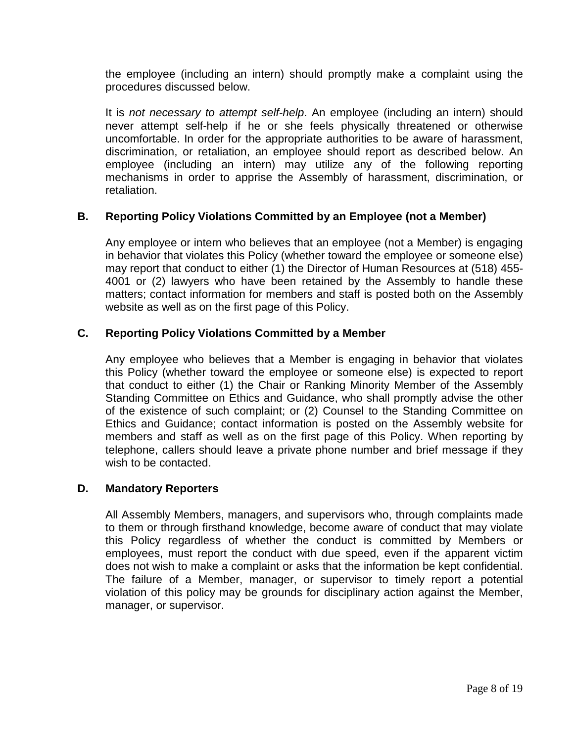the employee (including an intern) should promptly make a complaint using the procedures discussed below.

It is *not necessary to attempt self-help*. An employee (including an intern) should never attempt self-help if he or she feels physically threatened or otherwise uncomfortable. In order for the appropriate authorities to be aware of harassment, discrimination, or retaliation, an employee should report as described below. An employee (including an intern) may utilize any of the following reporting mechanisms in order to apprise the Assembly of harassment, discrimination, or retaliation.

### B. Reporting Policy Violations Committed by an Employee (not a Member)

Any employee or intern who believes that an employee (not a Member) is engaging in behavior that violates this Policy (whether toward the employee or someone else) may report that conduct to either (1) the Director of Human Resources at (518) 455-4001 or (2) lawyers who have been retained by the Assembly to handle these matters; contact information for members and staff is posted both on the Assembly website as well as on the first page of this Policy.

### C. Reporting Policy Violations Committed by a Member

Any employee who believes that a Member is engaging in behavior that violates this Policy (whether toward the employee or someone else) is expected to report that conduct to either (1) the Chair or Ranking Minority Member of the Assembly Standing Committee on Ethics and Guidance, who shall promptly advise the other of the existence of such complaint; or (2) Counsel to the Standing Committee on Ethics and Guidance; contact information is posted on the Assembly website for members and staff as well as on the first page of this Policy. When reporting by telephone, callers should leave a private phone number and brief message if they wish to be contacted.

### D. Mandatory Reporters

All Assembly Members, managers, and supervisors who, through complaints made to them or through firsthand knowledge, become aware of conduct that may violate this Policy regardless of whether the conduct is committed by Members or employees, must report the conduct with due speed, even if the apparent victim does not wish to make a complaint or asks that the information be kept confidential. The failure of a Member, manager, or supervisor to timely report a potential violation of this policy may be grounds for disciplinary action against the Member, manager, or supervisor.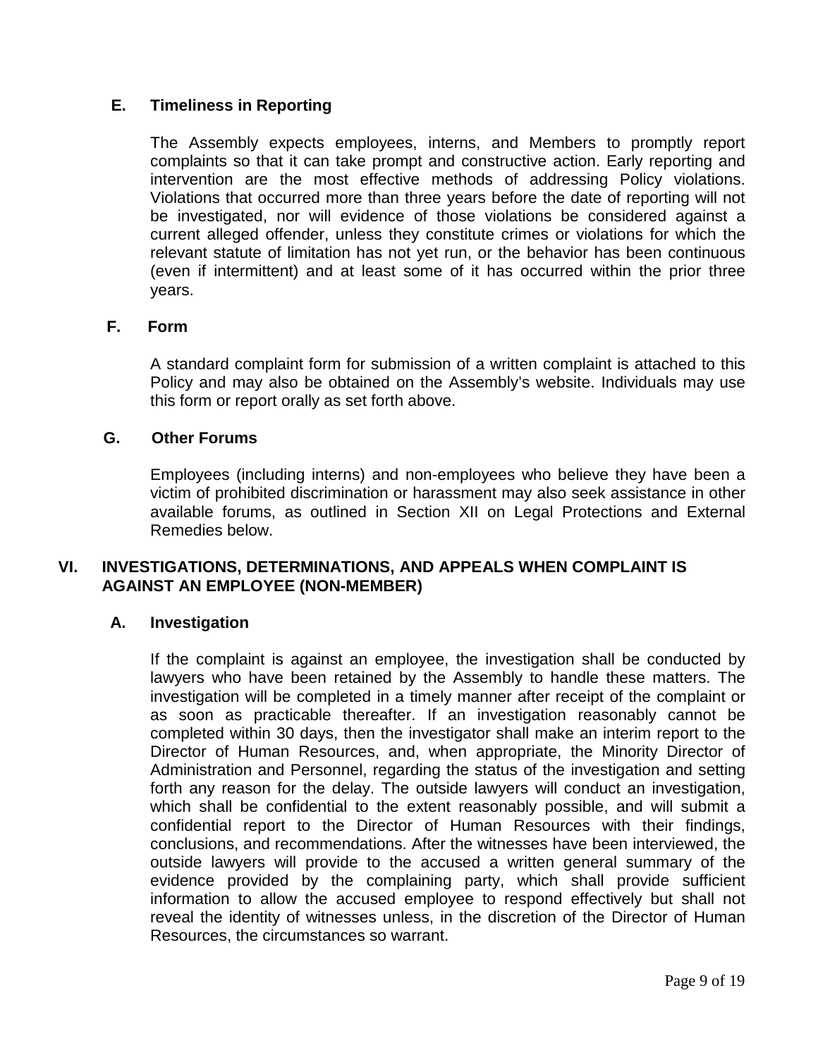### E. Timeliness in Reporting

The Assembly expects employees, interns, and Members to promptly report complaints so that it can take prompt and constructive action. Early reporting and intervention are the most effective methods of addressing Policy violations. Violations that occurred more than three years before the date of reporting will not be investigated, nor will evidence of those violations be considered against a current alleged offender, unless they constitute crimes or violations for which the relevant statute of limitation has not yet run, or the behavior has been continuous (even if intermittent) and at least some of it has occurred within the prior three years.

### F. Form

A standard complaint form for submission of a written complaint is attached to this Policy and may also be obtained on the Assembly's website. Individuals may use this form or report orally as set forth above.

### G. Other Forums

Employees (including interns) and non-employees who believe they have been a victim of prohibited discrimination or harassment may also seek assistance in other available forums, as outlined in Section XII on Legal Protections and External Remedies below.

## VI. INVESTIGATIONS, DETERMINATIONS, AND APPEALS WHEN COMPLAINT IS AGAINST AN EMPLOYEE (NON-MEMBER)

### A. Investigation

If the complaint is against an employee, the investigation shall be conducted by lawyers who have been retained by the Assembly to handle these matters. The investigation will be completed in a timely manner after receipt of the complaint or as soon as practicable thereafter. If an investigation reasonably cannot be completed within 30 days, then the investigator shall make an interim report to the Director of Human Resources, and, when appropriate, the Minority Director of Administration and Personnel, regarding the status of the investigation and setting forth any reason for the delay. The outside lawyers will conduct an investigation, which shall be confidential to the extent reasonably possible, and will submit a confidential report to the Director of Human Resources with their findings, conclusions, and recommendations. After the witnesses have been interviewed, the outside lawyers will provide to the accused a written general summary of the evidence provided by the complaining party, which shall provide sufficient information to allow the accused employee to respond effectively but shall not reveal the identity of witnesses unless, in the discretion of the Director of Human Resources, the circumstances so warrant.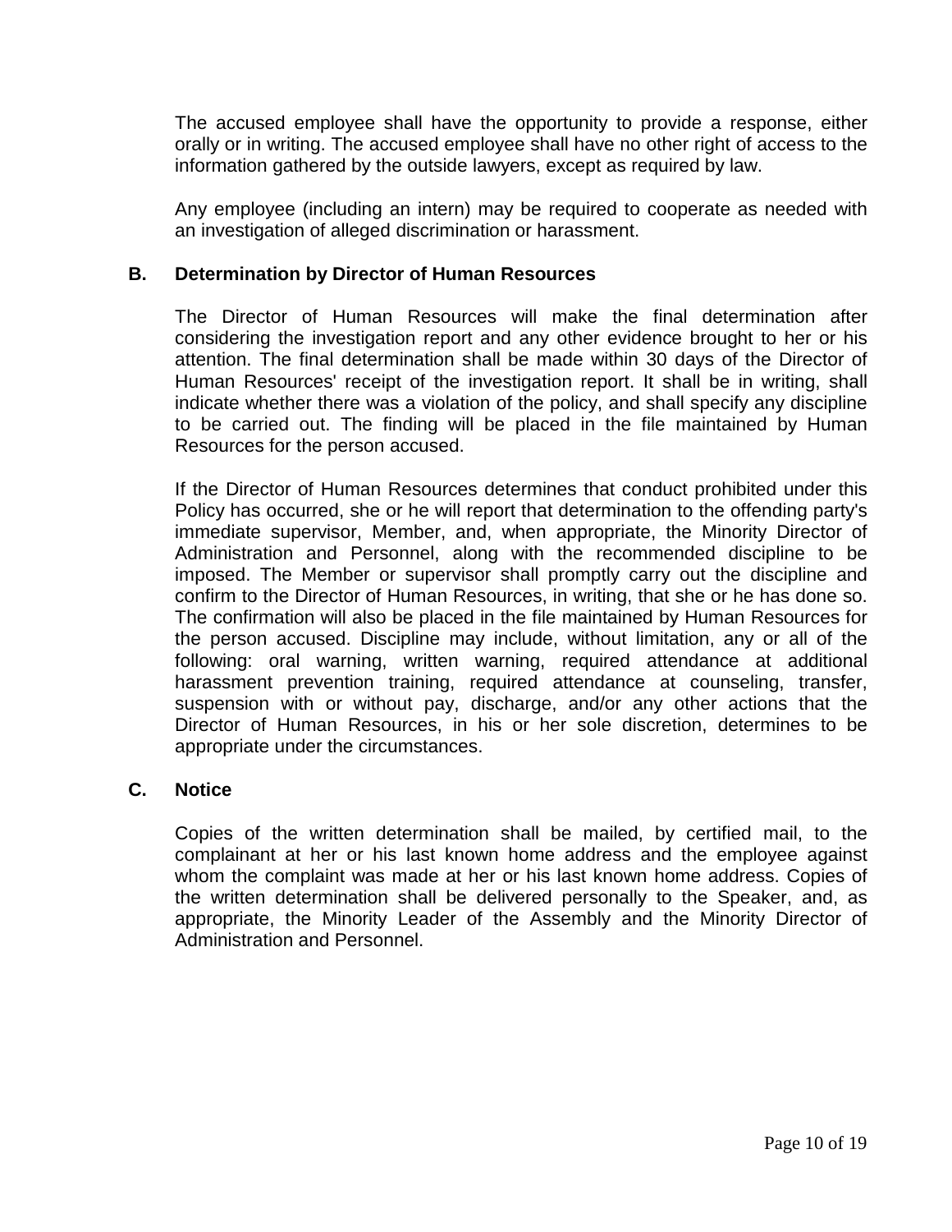The accused employee shall have the opportunity to provide a response, either orally or in writing. The accused employee shall have no other right of access to the information gathered by the outside lawyers, except as required by law.

Any employee (including an intern) may be required to cooperate as needed with an investigation of alleged discrimination or harassment.

### B. Determination by Director of Human Resources

The Director of Human Resources will make the final determination after considering the investigation report and any other evidence brought to her or his attention. The final determination shall be made within 30 days of the Director of Human Resources' receipt of the investigation report. It shall be in writing, shall indicate whether there was a violation of the policy, and shall specify any discipline to be carried out. The finding will be placed in the file maintained by Human Resources for the person accused.

If the Director of Human Resources determines that conduct prohibited under this Policy has occurred, she or he will report that determination to the offending party's immediate supervisor, Member, and, when appropriate, the Minority Director of Administration and Personnel, along with the recommended discipline to be imposed. The Member or supervisor shall promptly carry out the discipline and confirm to the Director of Human Resources, in writing, that she or he has done so. The confirmation will also be placed in the file maintained by Human Resources for the person accused. Discipline may include, without limitation, any or all of the following: oral warning, written warning, required attendance at additional harassment prevention training, required attendance at counseling, transfer, suspension with or without pay, discharge, and/or any other actions that the Director of Human Resources, in his or her sole discretion, determines to be appropriate under the circumstances.

### C. Notice

Copies of the written determination shall be mailed, by certified mail, to the complainant at her or his last known home address and the employee against whom the complaint was made at her or his last known home address. Copies of the written determination shall be delivered personally to the Speaker, and, as appropriate, the Minority Leader of the Assembly and the Minority Director of Administration and Personnel.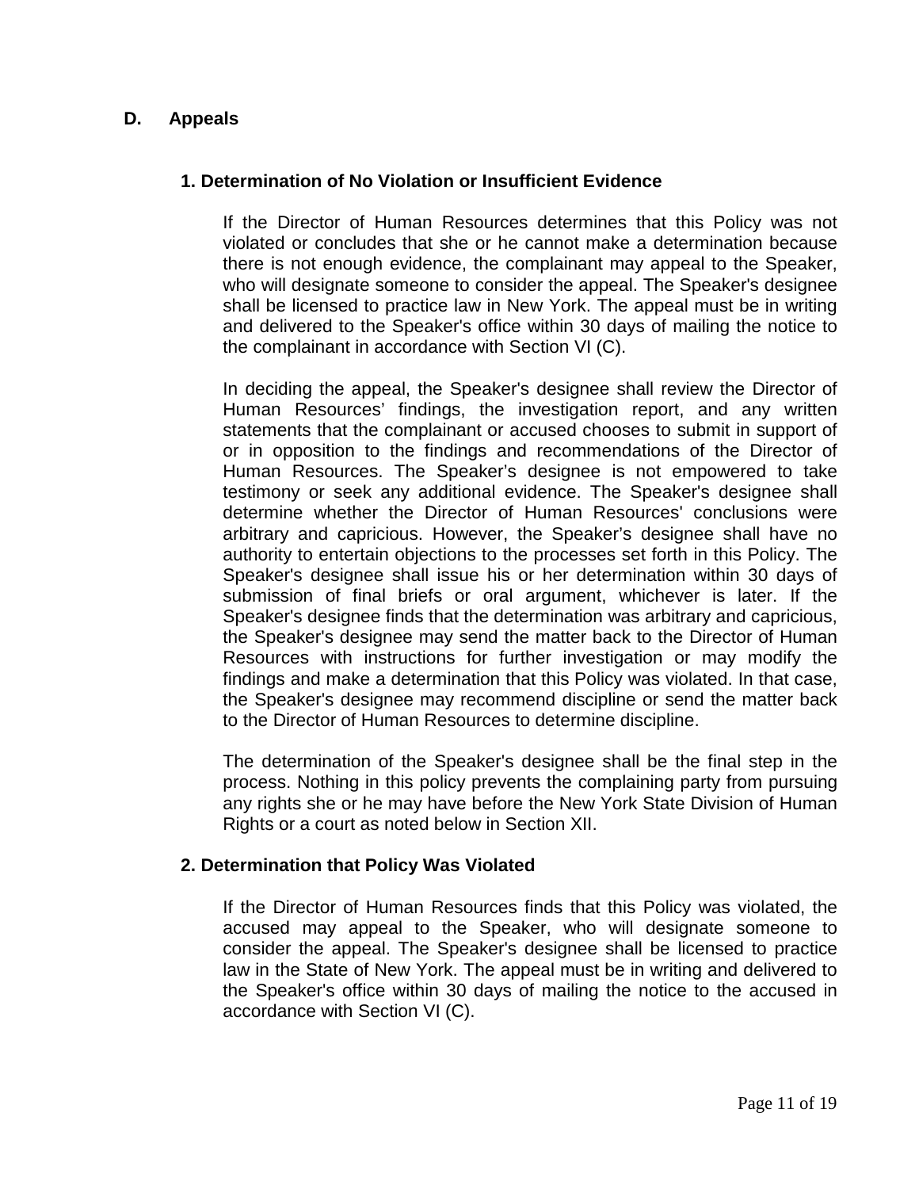## D. Appeals

### 1. Determination of No Violation or Insufficient Evidence

If the Director of Human Resources determines that this Policy was not violated or concludes that she or he cannot make a determination because there is not enough evidence, the complainant may appeal to the Speaker, who will designate someone to consider the appeal. The Speaker's designee shall be licensed to practice law in New York. The appeal must be in writing and delivered to the Speaker's office within 30 days of mailing the notice to the complainant in accordance with Section VI (C).

In deciding the appeal, the Speaker's designee shall review the Director of Human Resources' findings, the investigation report, and any written statements that the complainant or accused chooses to submit in support of or in opposition to the findings and recommendations of the Director of Human Resources. The Speaker's designee is not empowered to take testimony or seek any additional evidence. The Speaker's designee shall determine whether the Director of Human Resources' conclusions were arbitrary and capricious. However, the Speaker's designee shall have no authority to entertain objections to the processes set forth in this Policy. The Speaker's designee shall issue his or her determination within 30 days of submission of final briefs or oral argument, whichever is later. If the Speaker's designee finds that the determination was arbitrary and capricious, the Speaker's designee may send the matter back to the Director of Human Resources with instructions for further investigation or may modify the findings and make a determination that this Policy was violated. In that case, the Speaker's designee may recommend discipline or send the matter back to the Director of Human Resources to determine discipline.

The determination of the Speaker's designee shall be the final step in the process. Nothing in this policy prevents the complaining party from pursuing any rights she or he may have before the New York State Division of Human Rights or a court as noted below in Section XII.

### 2. Determination that Policy Was Violated

If the Director of Human Resources finds that this Policy was violated, the accused may appeal to the Speaker, who will designate someone to consider the appeal. The Speaker's designee shall be licensed to practice law in the State of New York. The appeal must be in writing and delivered to the Speaker's office within 30 days of mailing the notice to the accused in accordance with Section VI (C).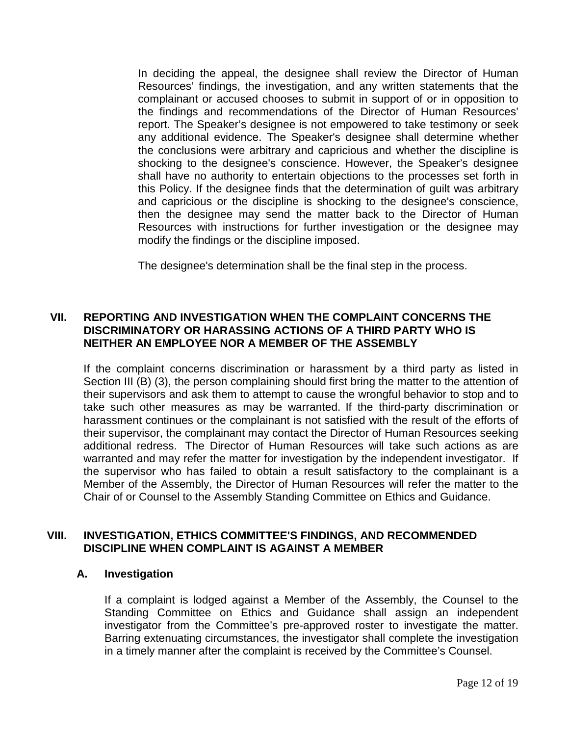In deciding the appeal, the designee shall review the Director of Human Resources' findings, the investigation, and any written statements that the complainant or accused chooses to submit in support of or in opposition to the findings and recommendations of the Director of Human Resources' report. The Speaker's designee is not empowered to take testimony or seek any additional evidence. The Speaker's designee shall determine whether the conclusions were arbitrary and capricious and whether the discipline is shocking to the designee's conscience. However, the Speaker's designee shall have no authority to entertain objections to the processes set forth in this Policy. If the designee finds that the determination of guilt was arbitrary and capricious or the discipline is shocking to the designee's conscience, then the designee may send the matter back to the Director of Human Resources with instructions for further investigation or the designee may modify the findings or the discipline imposed.

The designee's determination shall be the final step in the process.

## VII. REPORTING AND INVESTIGATION WHEN THE COMPLAINT CONCERNS THE DISCRIMINATORY OR HARASSING ACTIONS OF A THIRD PARTY WHO IS NEITHER AN EMPLOYEE NOR A MEMBER OF THE ASSEMBLY

If the complaint concerns discrimination or harassment by a third party as listed in Section III (B) (3), the person complaining should first bring the matter to the attention of their supervisors and ask them to attempt to cause the wrongful behavior to stop and to take such other measures as may be warranted. If the third-party discrimination or harassment continues or the complainant is not satisfied with the result of the efforts of their supervisor, the complainant may contact the Director of Human Resources seeking additional redress. The Director of Human Resources will take such actions as are warranted and may refer the matter for investigation by the independent investigator. If the supervisor who has failed to obtain a result satisfactory to the complainant is a Member of the Assembly, the Director of Human Resources will refer the matter to the Chair of or Counsel to the Assembly Standing Committee on Ethics and Guidance.

## VIII. INVESTIGATION, ETHICS COMMITTEE'S FINDINGS, AND RECOMMENDED DISCIPLINE WHEN COMPLAINT IS AGAINST A MEMBER

### A. Investigation

If a complaint is lodged against a Member of the Assembly, the Counsel to the Standing Committee on Ethics and Guidance shall assign an independent investigator from the Committee's pre-approved roster to investigate the matter. Barring extenuating circumstances, the investigator shall complete the investigation in a timely manner after the complaint is received by the Committee's Counsel.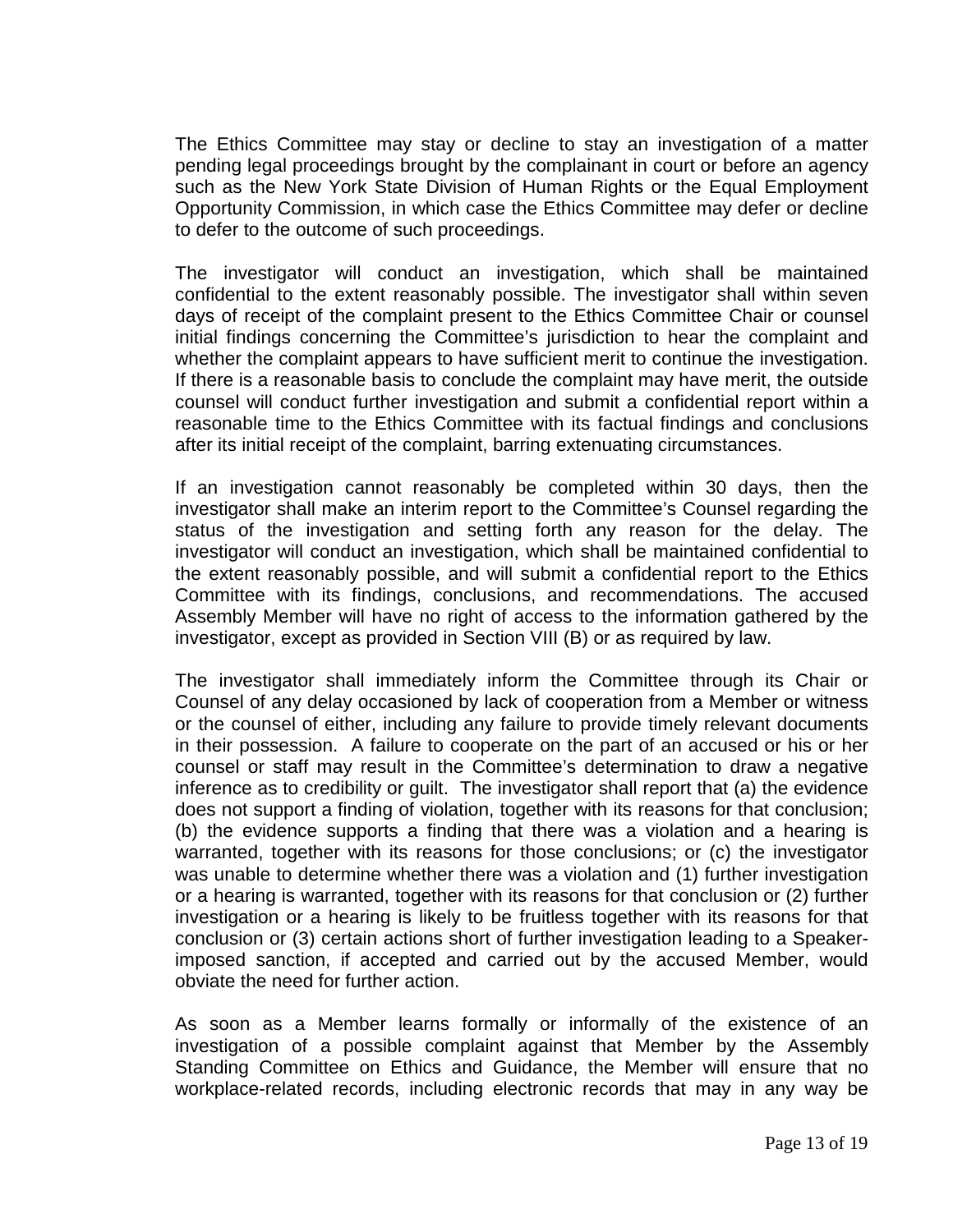The Ethics Committee may stay or decline to stay an investigation of a matter pending legal proceedings brought by the complainant in court or before an agency such as the New York State Division of Human Rights or the Equal Employment Opportunity Commission, in which case the Ethics Committee may defer or decline to defer to the outcome of such proceedings.

The investigator will conduct an investigation, which shall be maintained confidential to the extent reasonably possible. The investigator shall within seven days of receipt of the complaint present to the Ethics Committee Chair or counsel initial findings concerning the Committee's jurisdiction to hear the complaint and whether the complaint appears to have sufficient merit to continue the investigation. If there is a reasonable basis to conclude the complaint may have merit, the outside counsel will conduct further investigation and submit a confidential report within a reasonable time to the Ethics Committee with its factual findings and conclusions after its initial receipt of the complaint, barring extenuating circumstances.

If an investigation cannot reasonably be completed within 30 days, then the investigator shall make an interim report to the Committee's Counsel regarding the status of the investigation and setting forth any reason for the delay. The investigator will conduct an investigation, which shall be maintained confidential to the extent reasonably possible, and will submit a confidential report to the Ethics Committee with its findings, conclusions, and recommendations. The accused Assembly Member will have no right of access to the information gathered by the investigator, except as provided in Section VIII (B) or as required by law.

The investigator shall immediately inform the Committee through its Chair or Counsel of any delay occasioned by lack of cooperation from a Member or witness or the counsel of either, including any failure to provide timely relevant documents in their possession. A failure to cooperate on the part of an accused or his or her counsel or staff may result in the Committee's determination to draw a negative inference as to credibility or guilt. The investigator shall report that (a) the evidence does not support a finding of violation, together with its reasons for that conclusion; (b) the evidence supports a finding that there was a violation and a hearing is warranted, together with its reasons for those conclusions; or (c) the investigator was unable to determine whether there was a violation and (1) further investigation or a hearing is warranted, together with its reasons for that conclusion or (2) further investigation or a hearing is likely to be fruitless together with its reasons for that conclusion or (3) certain actions short of further investigation leading to a Speaker-imposed sanction, if accepted and carried out by the accused Member, would obviate the need for further action.

As soon as a Member learns formally or informally of the existence of an investigation of a possible complaint against that Member by the Assembly Standing Committee on Ethics and Guidance, the Member will ensure that no workplace-related records, including electronic records that may in any way be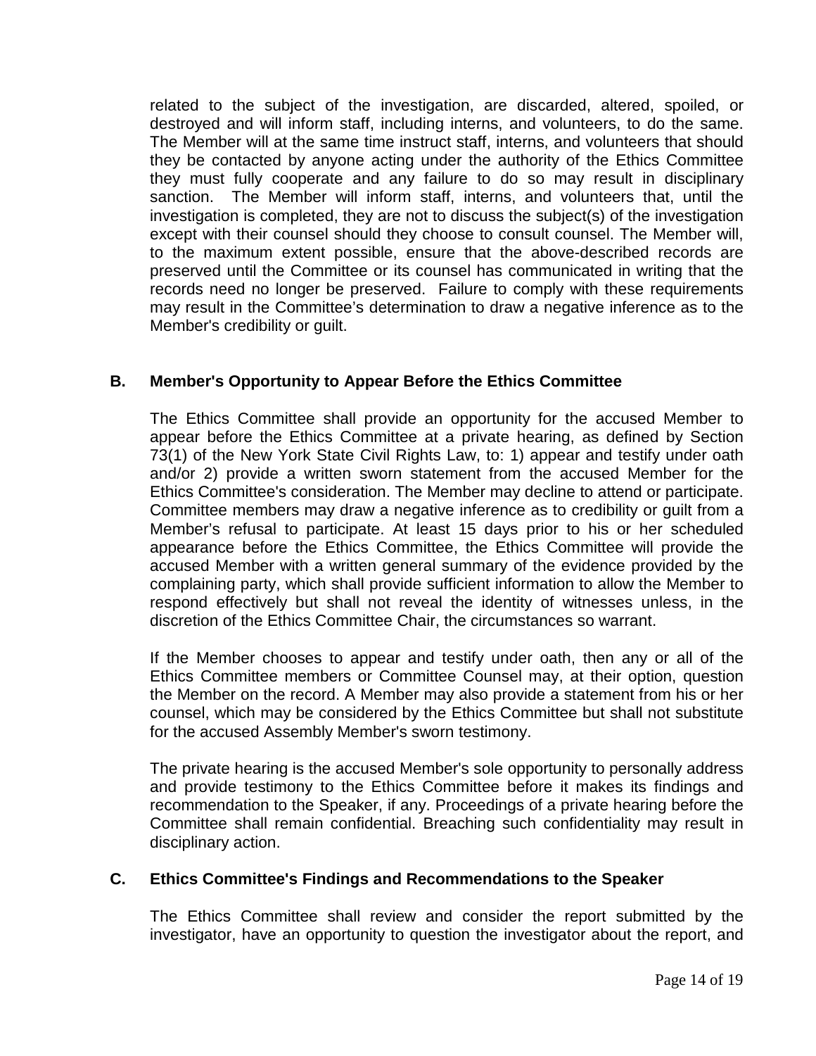related to the subject of the investigation, are discarded, altered, spoiled, or destroyed and will inform staff, including interns, and volunteers, to do the same. The Member will at the same time instruct staff, interns, and volunteers that should they be contacted by anyone acting under the authority of the Ethics Committee they must fully cooperate and any failure to do so may result in disciplinary sanction. The Member will inform staff, interns, and volunteers that, until the investigation is completed, they are not to discuss the subject(s) of the investigation except with their counsel should they choose to consult counsel. The Member will, to the maximum extent possible, ensure that the above-described records are preserved until the Committee or its counsel has communicated in writing that the records need no longer be preserved. Failure to comply with these requirements may result in the Committee's determination to draw a negative inference as to the Member's credibility or guilt.

### B. Member's Opportunity to Appear Before the Ethics Committee

The Ethics Committee shall provide an opportunity for the accused Member to appear before the Ethics Committee at a private hearing, as defined by Section 73(1) of the New York State Civil Rights Law, to: 1) appear and testify under oath and/or 2) provide a written sworn statement from the accused Member for the Ethics Committee's consideration. The Member may decline to attend or participate. Committee members may draw a negative inference as to credibility or guilt from a Member's refusal to participate. At least 15 days prior to his or her scheduled appearance before the Ethics Committee, the Ethics Committee will provide the accused Member with a written general summary of the evidence provided by the complaining party, which shall provide sufficient information to allow the Member to respond effectively but shall not reveal the identity of witnesses unless, in the discretion of the Ethics Committee Chair, the circumstances so warrant.

If the Member chooses to appear and testify under oath, then any or all of the Ethics Committee members or Committee Counsel may, at their option, question the Member on the record. A Member may also provide a statement from his or her counsel, which may be considered by the Ethics Committee but shall not substitute for the accused Assembly Member's sworn testimony.

The private hearing is the accused Member's sole opportunity to personally address and provide testimony to the Ethics Committee before it makes its findings and recommendation to the Speaker, if any. Proceedings of a private hearing before the Committee shall remain confidential. Breaching such confidentiality may result in disciplinary action.

### C. Ethics Committee's Findings and Recommendations to the Speaker

The Ethics Committee shall review and consider the report submitted by the investigator, have an opportunity to question the investigator about the report, and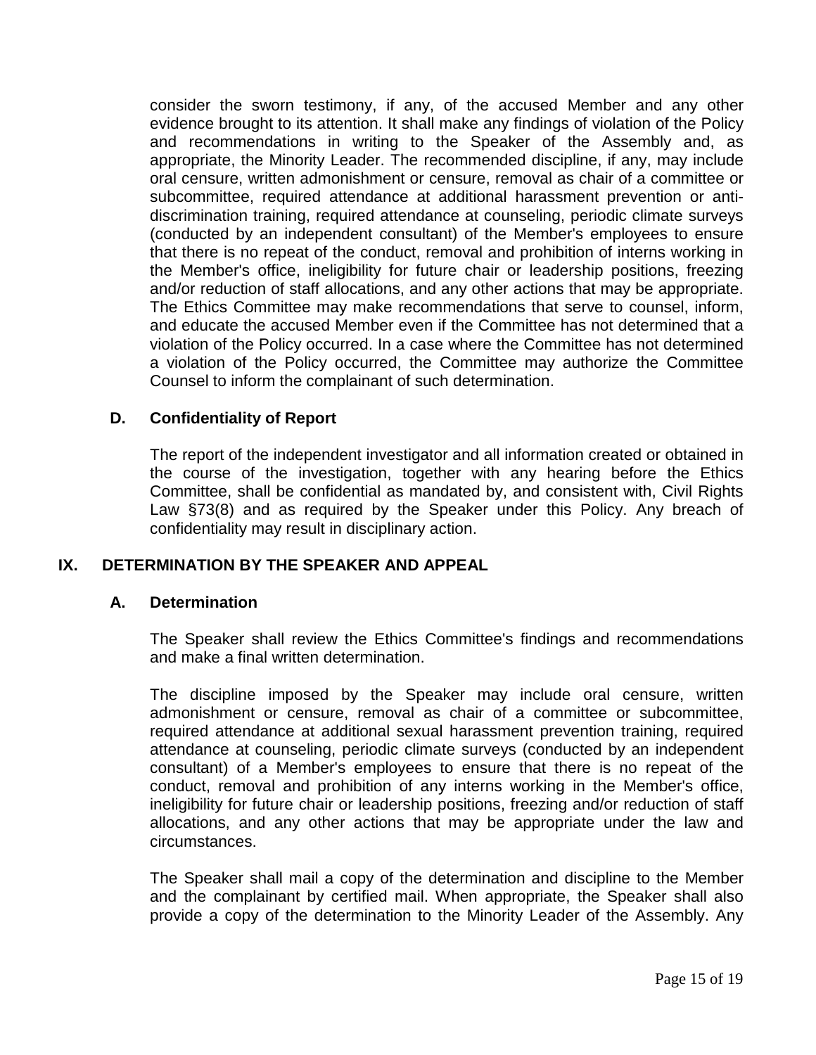consider the sworn testimony, if any, of the accused Member and any other evidence brought to its attention. It shall make any findings of violation of the Policy and recommendations in writing to the Speaker of the Assembly and, as appropriate, the Minority Leader. The recommended discipline, if any, may include oral censure, written admonishment or censure, removal as chair of a committee or subcommittee, required attendance at additional harassment prevention or anti-discrimination training, required attendance at counseling, periodic climate surveys (conducted by an independent consultant) of the Member's employees to ensure that there is no repeat of the conduct, removal and prohibition of interns working in the Member's office, ineligibility for future chair or leadership positions, freezing and/or reduction of staff allocations, and any other actions that may be appropriate. The Ethics Committee may make recommendations that serve to counsel, inform, and educate the accused Member even if the Committee has not determined that a violation of the Policy occurred. In a case where the Committee has not determined a violation of the Policy occurred, the Committee may authorize the Committee Counsel to inform the complainant of such determination.

### D. Confidentiality of Report

The report of the independent investigator and all information created or obtained in the course of the investigation, together with any hearing before the Ethics Committee, shall be confidential as mandated by, and consistent with, Civil Rights Law §73(8) and as required by the Speaker under this Policy. Any breach of confidentiality may result in disciplinary action.

## IX. DETERMINATION BY THE SPEAKER AND APPEAL

### A. Determination

The Speaker shall review the Ethics Committee's findings and recommendations and make a final written determination.

The discipline imposed by the Speaker may include oral censure, written admonishment or censure, removal as chair of a committee or subcommittee, required attendance at additional sexual harassment prevention training, required attendance at counseling, periodic climate surveys (conducted by an independent consultant) of a Member's employees to ensure that there is no repeat of the conduct, removal and prohibition of any interns working in the Member's office, ineligibility for future chair or leadership positions, freezing and/or reduction of staff allocations, and any other actions that may be appropriate under the law and circumstances.

The Speaker shall mail a copy of the determination and discipline to the Member and the complainant by certified mail. When appropriate, the Speaker shall also provide a copy of the determination to the Minority Leader of the Assembly. Any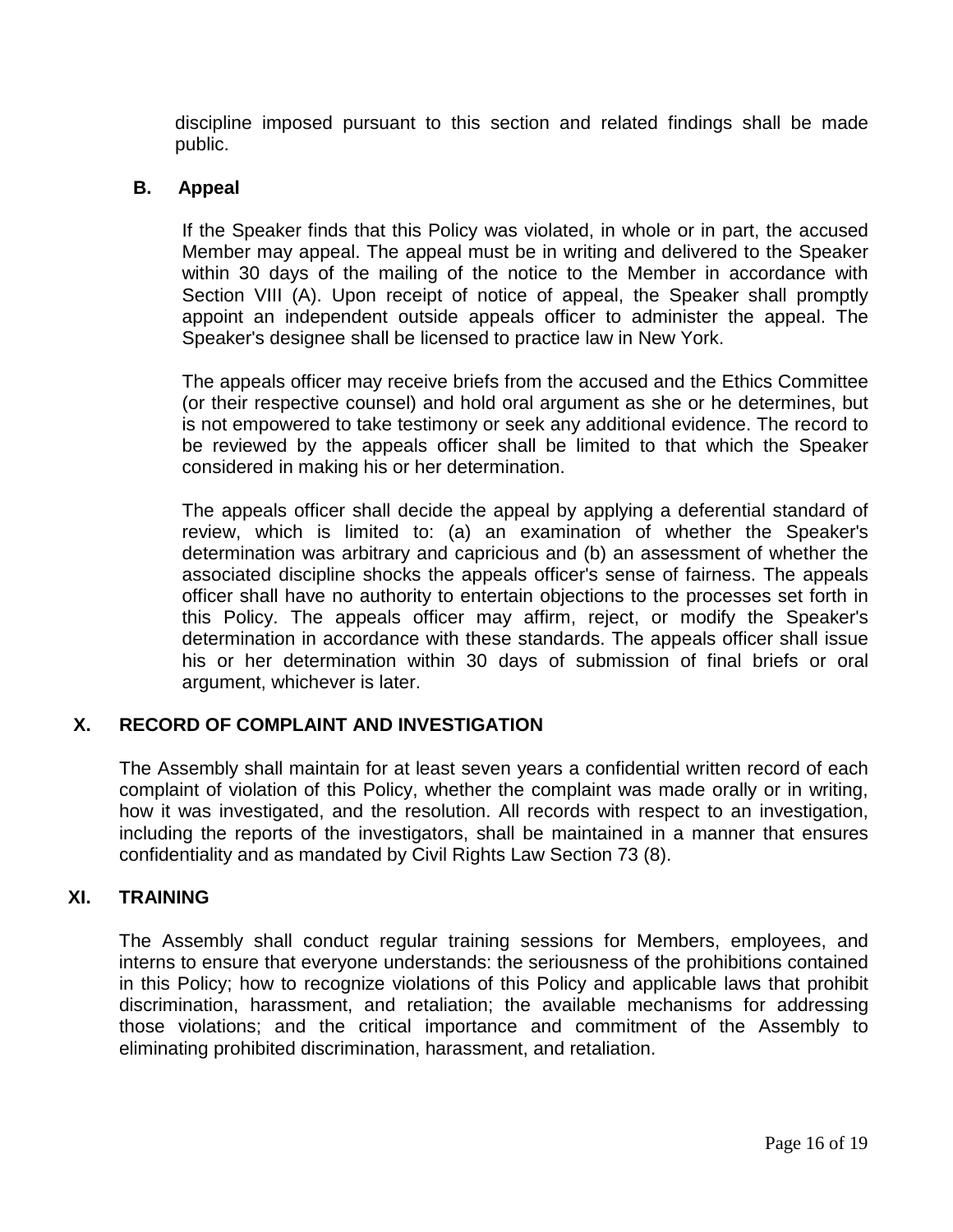discipline imposed pursuant to this section and related findings shall be made public.

### B. Appeal

If the Speaker finds that this Policy was violated, in whole or in part, the accused Member may appeal. The appeal must be in writing and delivered to the Speaker within 30 days of the mailing of the notice to the Member in accordance with Section VIII (A). Upon receipt of notice of appeal, the Speaker shall promptly appoint an independent outside appeals officer to administer the appeal. The Speaker's designee shall be licensed to practice law in New York.

The appeals officer may receive briefs from the accused and the Ethics Committee (or their respective counsel) and hold oral argument as she or he determines, but is not empowered to take testimony or seek any additional evidence. The record to be reviewed by the appeals officer shall be limited to that which the Speaker considered in making his or her determination.

The appeals officer shall decide the appeal by applying a deferential standard of review, which is limited to: (a) an examination of whether the Speaker's determination was arbitrary and capricious and (b) an assessment of whether the associated discipline shocks the appeals officer's sense of fairness. The appeals officer shall have no authority to entertain objections to the processes set forth in this Policy. The appeals officer may affirm, reject, or modify the Speaker's determination in accordance with these standards. The appeals officer shall issue his or her determination within 30 days of submission of final briefs or oral argument, whichever is later.

## X. RECORD OF COMPLAINT AND INVESTIGATION

The Assembly shall maintain for at least seven years a confidential written record of each complaint of violation of this Policy, whether the complaint was made orally or in writing, how it was investigated, and the resolution. All records with respect to an investigation, including the reports of the investigators, shall be maintained in a manner that ensures confidentiality and as mandated by Civil Rights Law Section 73 (8).

## XI. TRAINING

The Assembly shall conduct regular training sessions for Members, employees, and interns to ensure that everyone understands: the seriousness of the prohibitions contained in this Policy; how to recognize violations of this Policy and applicable laws that prohibit discrimination, harassment, and retaliation; the available mechanisms for addressing those violations; and the critical importance and commitment of the Assembly to eliminating prohibited discrimination, harassment, and retaliation.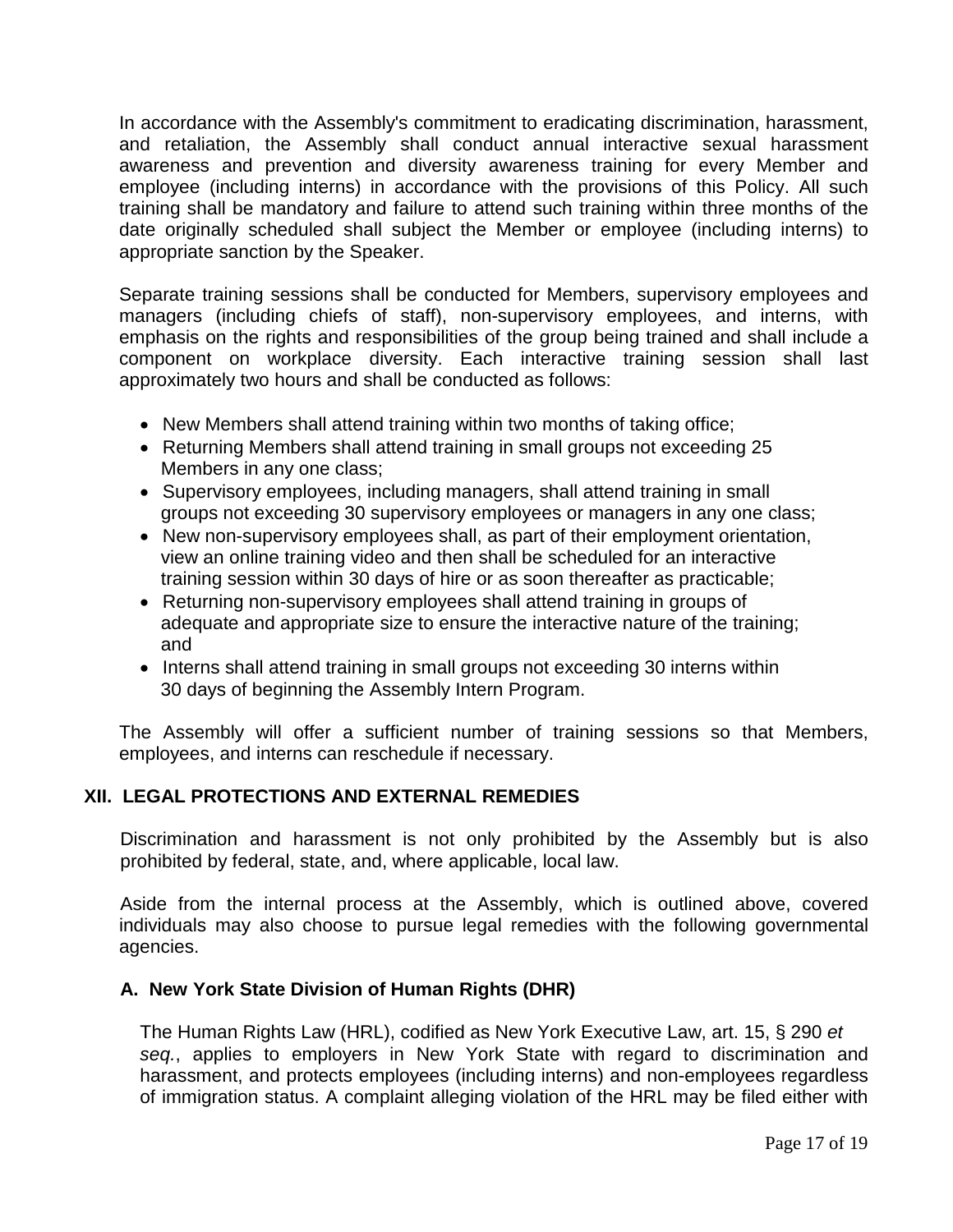In accordance with the Assembly's commitment to eradicating discrimination, harassment, and retaliation, the Assembly shall conduct annual interactive sexual harassment awareness and prevention and diversity awareness training for every Member and employee (including interns) in accordance with the provisions of this Policy. All such training shall be mandatory and failure to attend such training within three months of the date originally scheduled shall subject the Member or employee (including interns) to appropriate sanction by the Speaker.

Separate training sessions shall be conducted for Members, supervisory employees and managers (including chiefs of staff), non-supervisory employees, and interns, with emphasis on the rights and responsibilities of the group being trained and shall include a component on workplace diversity. Each interactive training session shall last approximately two hours and shall be conducted as follows:

- New Members shall attend training within two months of taking office;
- Returning Members shall attend training in small groups not exceeding 25 Members in any one class;
- Supervisory employees, including managers, shall attend training in small groups not exceeding 30 supervisory employees or managers in any one class;
- New non-supervisory employees shall, as part of their employment orientation, view an online training video and then shall be scheduled for an interactive training session within 30 days of hire or as soon thereafter as practicable;
- Returning non-supervisory employees shall attend training in groups of adequate and appropriate size to ensure the interactive nature of the training; and
- Interns shall attend training in small groups not exceeding 30 interns within 30 days of beginning the Assembly Intern Program.

The Assembly will offer a sufficient number of training sessions so that Members, employees, and interns can reschedule if necessary.

## XII. LEGAL PROTECTIONS AND EXTERNAL REMEDIES

Discrimination and harassment is not only prohibited by the Assembly but is also prohibited by federal, state, and, where applicable, local law.

Aside from the internal process at the Assembly, which is outlined above, covered individuals may also choose to pursue legal remedies with the following governmental agencies.

### A. New York State Division of Human Rights (DHR)

The Human Rights Law (HRL), codified as New York Executive Law, art. 15, § 290 *et seq.*, applies to employers in New York State with regard to discrimination and harassment, and protects employees (including interns) and non-employees regardless of immigration status. A complaint alleging violation of the HRL may be filed either with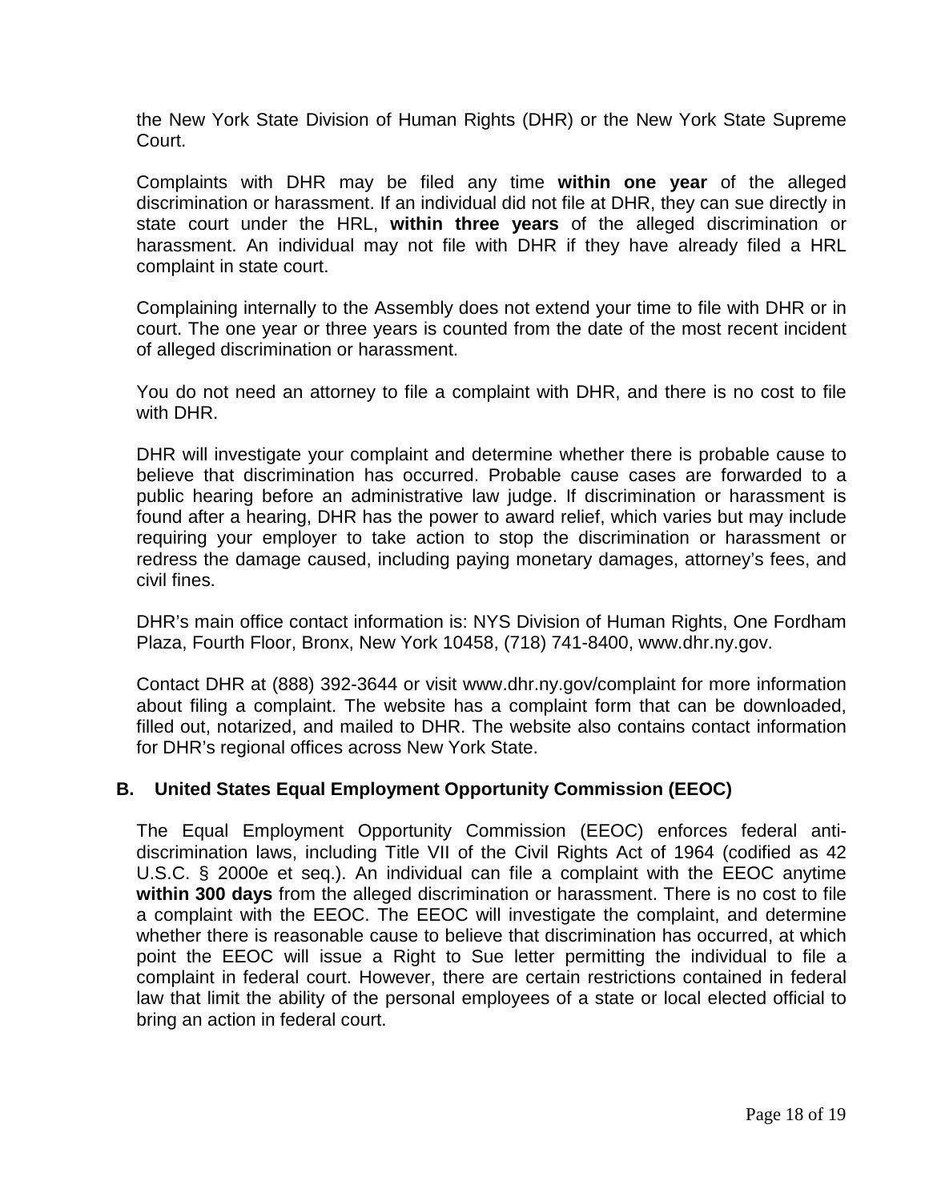the New York State Division of Human Rights (DHR) or the New York State Supreme Court.

Complaints with DHR may be filed any time **within one year** of the alleged discrimination or harassment. If an individual did not file at DHR, they can sue directly in state court under the HRL, **within three years** of the alleged discrimination or harassment. An individual may not file with DHR if they have already filed a HRL complaint in state court.

Complaining internally to the Assembly does not extend your time to file with DHR or in court. The one year or three years is counted from the date of the most recent incident of alleged discrimination or harassment.

You do not need an attorney to file a complaint with DHR, and there is no cost to file with DHR.

DHR will investigate your complaint and determine whether there is probable cause to believe that discrimination has occurred. Probable cause cases are forwarded to a public hearing before an administrative law judge. If discrimination or harassment is found after a hearing, DHR has the power to award relief, which varies but may include requiring your employer to take action to stop the discrimination or harassment or redress the damage caused, including paying monetary damages, attorney's fees, and civil fines.

DHR's main office contact information is: NYS Division of Human Rights, One Fordham Plaza, Fourth Floor, Bronx, New York 10458, (718) 741-8400, www.dhr.ny.gov.

Contact DHR at (888) 392-3644 or visit www.dhr.ny.gov/complaint for more information about filing a complaint. The website has a complaint form that can be downloaded, filled out, notarized, and mailed to DHR. The website also contains contact information for DHR's regional offices across New York State.

### B. United States Equal Employment Opportunity Commission (EEOC)

The Equal Employment Opportunity Commission (EEOC) enforces federal anti-discrimination laws, including Title VII of the Civil Rights Act of 1964 (codified as 42 U.S.C. § 2000e et seq.). An individual can file a complaint with the EEOC anytime **within 300 days** from the alleged discrimination or harassment. There is no cost to file a complaint with the EEOC. The EEOC will investigate the complaint, and determine whether there is reasonable cause to believe that discrimination has occurred, at which point the EEOC will issue a Right to Sue letter permitting the individual to file a complaint in federal court. However, there are certain restrictions contained in federal law that limit the ability of the personal employees of a state or local elected official to bring an action in federal court.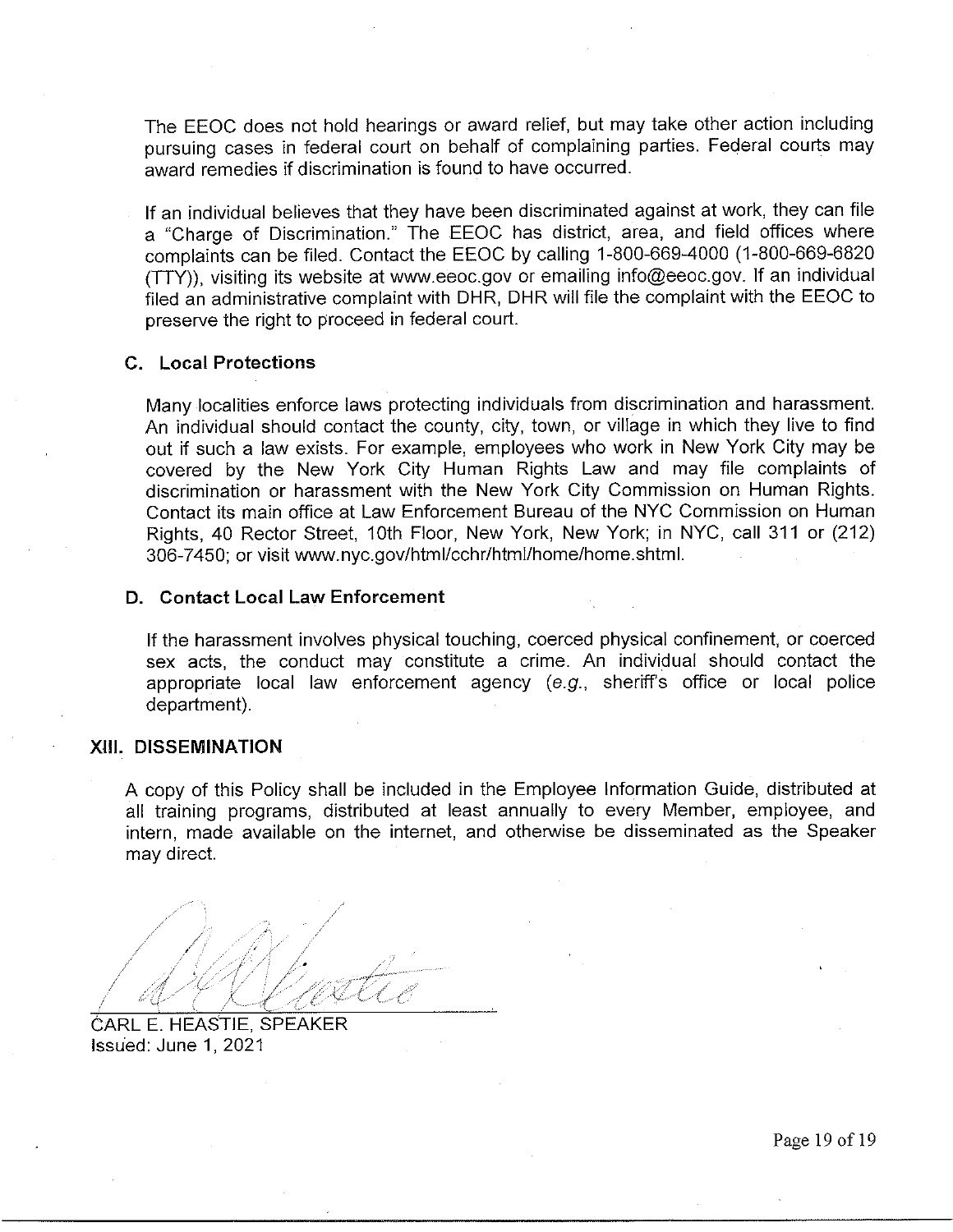The EEOC does not hold hearings or award relief, but may take other action including pursuing cases in federal court on behalf of complaining parties. Federal courts may award remedies if discrimination is found to have occurred.

If an individual believes that they have been discriminated against at work, they can file a "Charge of Discrimination." The EEOC has district, area, and field offices where complaints can be filed. Contact the EEOC by calling 1-800-669-4000 (1-800-669-6820 (TTY)), visiting its website at www.eeoc.gov or emailing info@eeoc.gov. If an individual filed an administrative complaint with DHR, DHR will file the complaint with the EEOC to preserve the right to proceed in federal court.

### C. Local Protections

Many localities enforce laws protecting individuals from discrimination and harassment. An individual should contact the county, city, town, or village in which they live to find out if such a law exists. For example, employees who work in New York City may be covered by the New York City Human Rights Law and may file complaints of discrimination or harassment with the New York City Commission on Human Rights. Contact its main office at Law Enforcement Bureau of the NYC Commission on Human Rights, 40 Rector Street, 10th Floor, New York, New York; in NYC, call 311 or (212) 306-7450; or visit www.nyc.gov/html/cchr/html/home/home.shtml.

### D. Contact Local Law Enforcement

If the harassment involves physical touching, coerced physical confinement, or coerced sex acts, the conduct may constitute a crime. An individual should contact the appropriate local law enforcement agency (*e.g.*, sheriff's office or local police department).

## XIII. DISSEMINATION

A copy of this Policy shall be included in the Employee Information Guide, distributed at all training programs, distributed at least annually to every Member, employee, and intern, made available on the internet, and otherwise be disseminated as the Speaker may direct.

CARL E. HEASTIE, SPEAKER
Issued: June 1, 2021